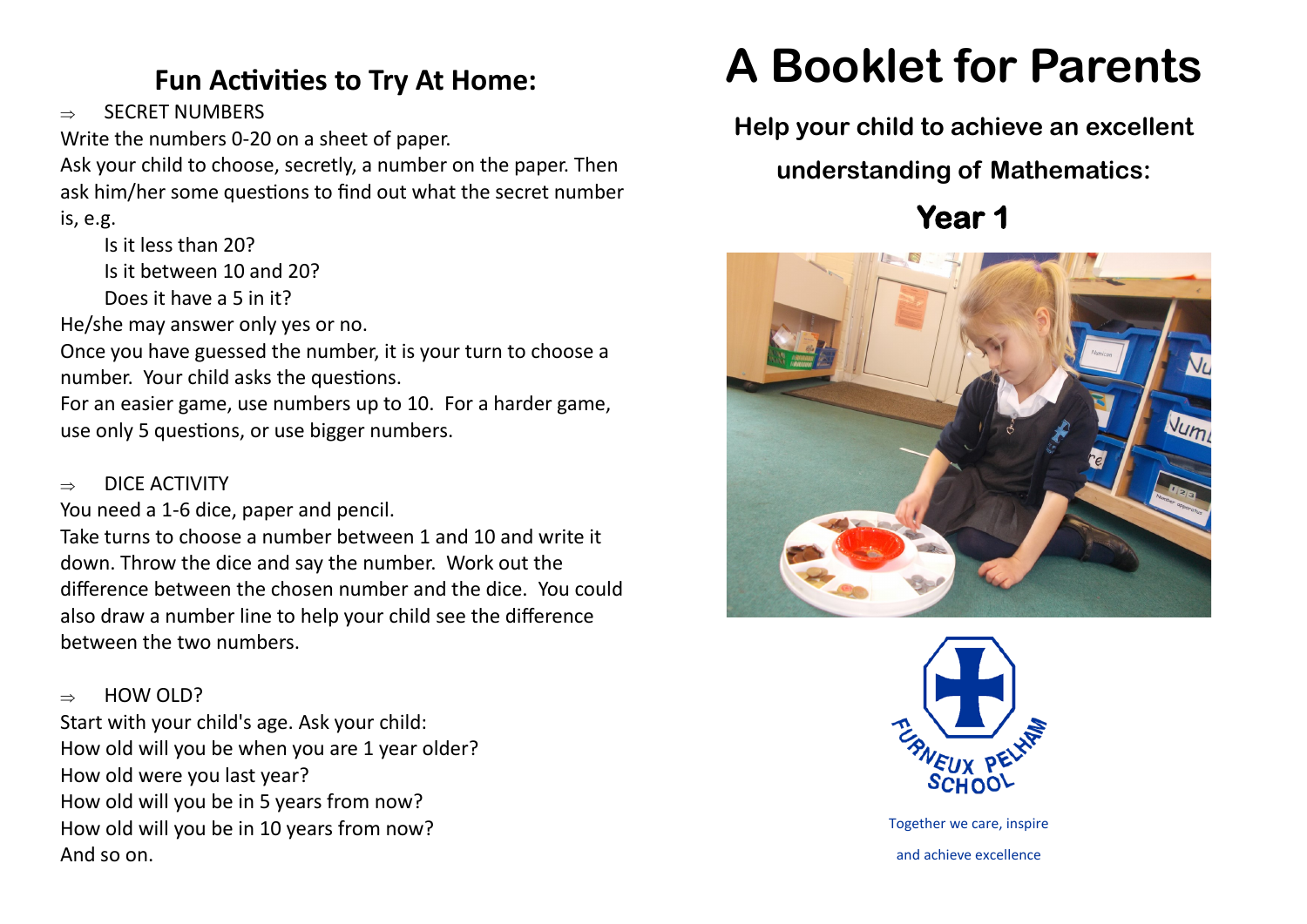## Fun Activities to Try At Home:

⇒ SECRET NUMBERS

Write the numbers 0-20 on a sheet of paper.

Ask your child to choose, secretly, a number on the paper. Then ask him/her some questions to find out what the secret number is, e.g.

Is it less than 20?

Is it between 10 and 20?

Does it have a 5 in it?

He/she may answer only yes or no.

Once you have guessed the number, it is your turn to choose a number. Your child asks the questions.

For an easier game, use numbers up to 10. For a harder game, use only 5 questions, or use bigger numbers.

⇒ DICE ACTIVITY

You need a 1-6 dice, paper and pencil.

Take turns to choose a number between 1 and 10 and write it down. Throw the dice and say the number. Work out the difference between the chosen number and the dice. You could also draw a number line to help your child see the difference between the two numbers.

⇒ HOW OLD?

Start with your child's age. Ask your child:

How old will you be when you are 1 year older?

How old were you last year?

How old will you be in 5 years from now?

How old will you be in 10 years from now?

And so on.

# A Booklet for Parents

**Help your child to achieve an excellent understanding of Mathematics:**

## Year 1

FURNEUX PELHAM SCHOOL

Together we care, inspire and achieve excellence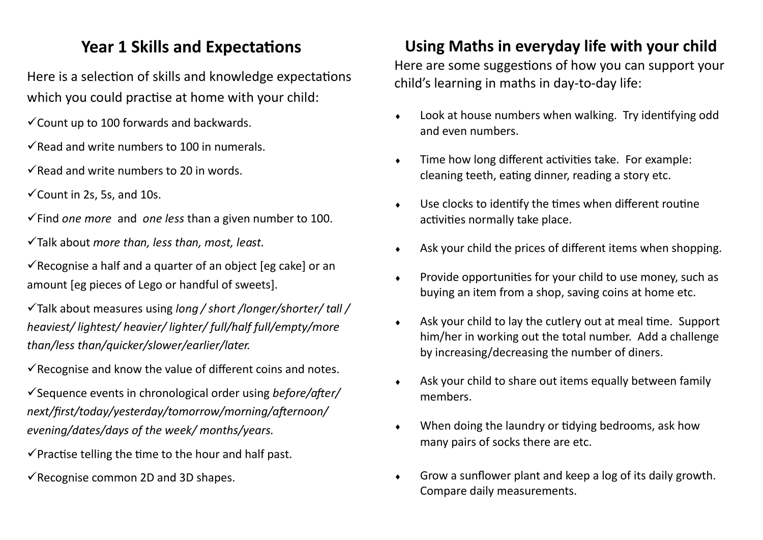## Year 1 Skills and Expectations

Here is a selection of skills and knowledge expectations which you could practise at home with your child:

- ✓Count up to 100 forwards and backwards.
- ✓Read and write numbers to 100 in numerals.
- ✓Read and write numbers to 20 in words.
- ✓Count in 2s, 5s, and 10s.
- ✓Find *one more* and *one less* than a given number to 100.
- ✓Talk about *more than, less than, most, least.*
- ✓Recognise a half and a quarter of an object [eg cake] or an amount [eg pieces of Lego or handful of sweets].
- ✓Talk about measures using *long / short /longer/shorter/ tall / heaviest/ lightest/ heavier/ lighter/ full/half full/empty/more than/less than/quicker/slower/earlier/later.*
- ✓Recognise and know the value of different coins and notes.
- ✓Sequence events in chronological order using *before/after/ next/first/today/yesterday/tomorrow/morning/afternoon/ evening/dates/days of the week/ months/years.*
- ✓Practise telling the time to the hour and half past.
- ✓Recognise common 2D and 3D shapes.

## Using Maths in everyday life with your child

Here are some suggestions of how you can support your child's learning in maths in day-to-day life:

- Look at house numbers when walking. Try identifying odd and even numbers.
- Time how long different activities take. For example: cleaning teeth, eating dinner, reading a story etc.
- Use clocks to identify the times when different routine activities normally take place.
- Ask your child the prices of different items when shopping.
- Provide opportunities for your child to use money, such as buying an item from a shop, saving coins at home etc.
- Ask your child to lay the cutlery out at meal time. Support him/her in working out the total number. Add a challenge by increasing/decreasing the number of diners.
- Ask your child to share out items equally between family members.
- When doing the laundry or tidying bedrooms, ask how many pairs of socks there are etc.
- Grow a sunflower plant and keep a log of its daily growth. Compare daily measurements.